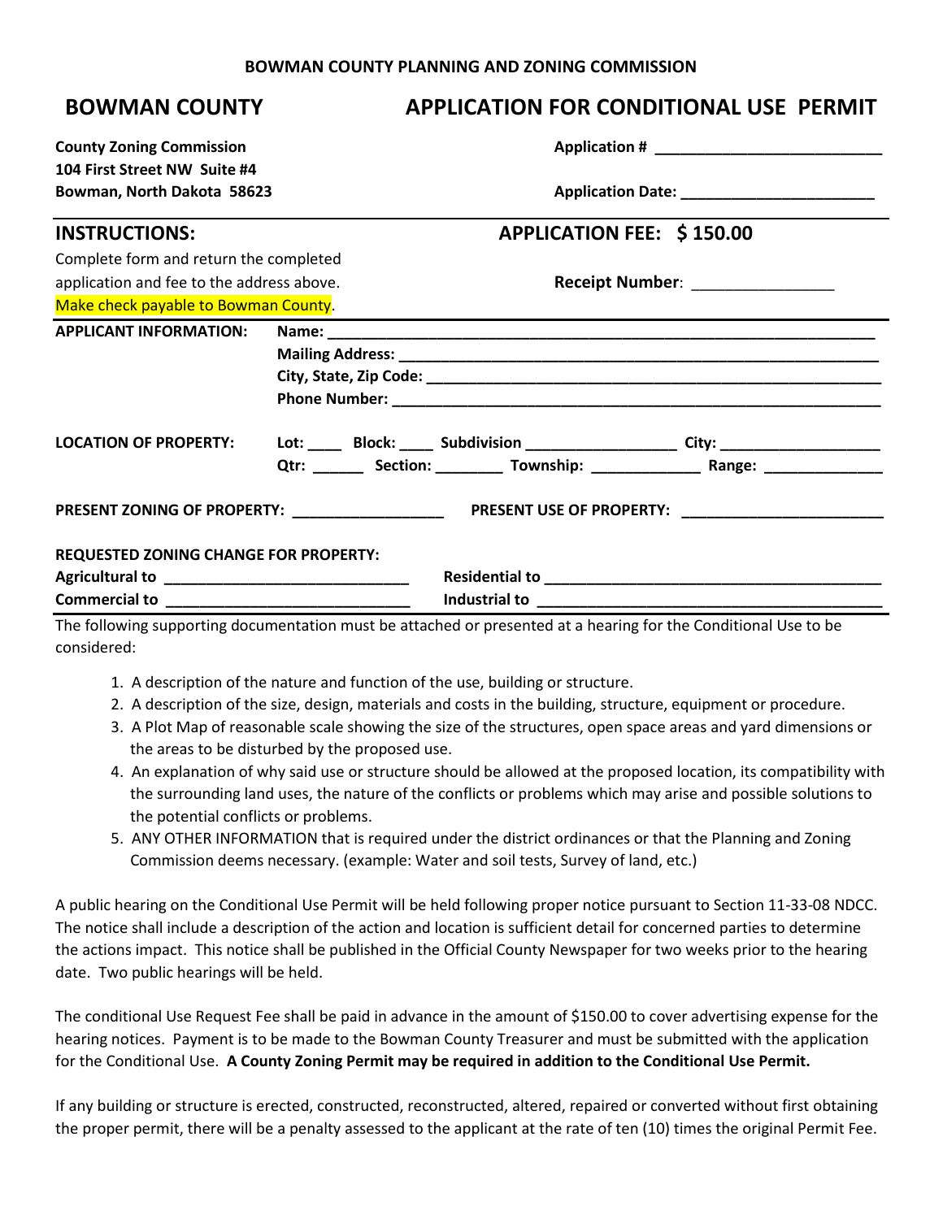**BOWMAN COUNTY PLANNING AND ZONING COMMISSION**

# BOWMAN COUNTY — APPLICATION FOR CONDITIONAL USE PERMIT

**County Zoning Commission**
**104 First Street NW Suite #4**
**Bowman, North Dakota 58623**

**Application #** ___________________________

**Application Date:** _______________________

## INSTRUCTIONS:

**APPLICATION FEE: $ 150.00**

Complete form and return the completed application and fee to the address above.
Make check payable to Bowman County.

**Receipt Number**: ________________

**APPLICANT INFORMATION:**

**Name:** ______________________________________________________________
**Mailing Address:** ________________________________________________________
**City, State, Zip Code:** ____________________________________________________
**Phone Number:** _________________________________________________________

**LOCATION OF PROPERTY:**

**Lot:** ____ **Block:** ____ **Subdivision** _________________ **City:** ___________________
**Qtr:** ______ **Section:** ________ **Township:** _____________ **Range:** ______________

**PRESENT ZONING OF PROPERTY:** __________________ **PRESENT USE OF PROPERTY:** ________________________

**REQUESTED ZONING CHANGE FOR PROPERTY:**

**Agricultural to** _____________________________ **Residential to** _________________________________________
**Commercial to** _____________________________ **Industrial to** __________________________________________

The following supporting documentation must be attached or presented at a hearing for the Conditional Use to be considered:

1. A description of the nature and function of the use, building or structure.
2. A description of the size, design, materials and costs in the building, structure, equipment or procedure.
3. A Plot Map of reasonable scale showing the size of the structures, open space areas and yard dimensions or the areas to be disturbed by the proposed use.
4. An explanation of why said use or structure should be allowed at the proposed location, its compatibility with the surrounding land uses, the nature of the conflicts or problems which may arise and possible solutions to the potential conflicts or problems.
5. ANY OTHER INFORMATION that is required under the district ordinances or that the Planning and Zoning Commission deems necessary. (example: Water and soil tests, Survey of land, etc.)

A public hearing on the Conditional Use Permit will be held following proper notice pursuant to Section 11-33-08 NDCC. The notice shall include a description of the action and location is sufficient detail for concerned parties to determine the actions impact. This notice shall be published in the Official County Newspaper for two weeks prior to the hearing date. Two public hearings will be held.

The conditional Use Request Fee shall be paid in advance in the amount of $150.00 to cover advertising expense for the hearing notices. Payment is to be made to the Bowman County Treasurer and must be submitted with the application for the Conditional Use. **A County Zoning Permit may be required in addition to the Conditional Use Permit.**

If any building or structure is erected, constructed, reconstructed, altered, repaired or converted without first obtaining the proper permit, there will be a penalty assessed to the applicant at the rate of ten (10) times the original Permit Fee.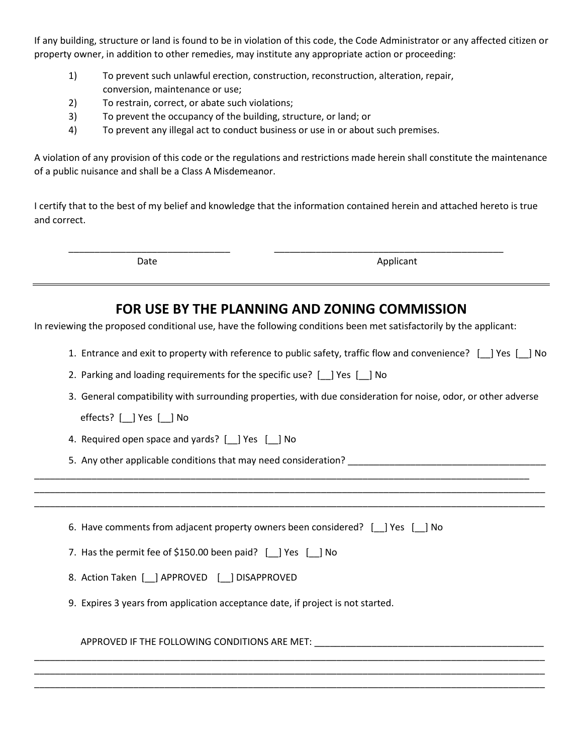If any building, structure or land is found to be in violation of this code, the Code Administrator or any affected citizen or property owner, in addition to other remedies, may institute any appropriate action or proceeding:

1) To prevent such unlawful erection, construction, reconstruction, alteration, repair, conversion, maintenance or use;
2) To restrain, correct, or abate such violations;
3) To prevent the occupancy of the building, structure, or land; or
4) To prevent any illegal act to conduct business or use in or about such premises.

A violation of any provision of this code or the regulations and restrictions made herein shall constitute the maintenance of a public nuisance and shall be a Class A Misdemeanor.

I certify that to the best of my belief and knowledge that the information contained herein and attached hereto is true and correct.

_______________________________ _____________________________________________

Date Applicant

---

## FOR USE BY THE PLANNING AND ZONING COMMISSION

In reviewing the proposed conditional use, have the following conditions been met satisfactorily by the applicant:

1. Entrance and exit to property with reference to public safety, traffic flow and convenience? [__] Yes [__] No
2. Parking and loading requirements for the specific use? [__] Yes [__] No
3. General compatibility with surrounding properties, with due consideration for noise, odor, or other adverse effects? [__] Yes [__] No
4. Required open space and yards? [__] Yes [__] No
5. Any other applicable conditions that may need consideration? ______________________________________

____________________________________________________________________________________________________
____________________________________________________________________________________________________
____________________________________________________________________________________________________

6. Have comments from adjacent property owners been considered? [__] Yes [__] No
7. Has the permit fee of $150.00 been paid? [__] Yes [__] No
8. Action Taken [__] APPROVED [__] DISAPPROVED
9. Expires 3 years from application acceptance date, if project is not started.

APPROVED IF THE FOLLOWING CONDITIONS ARE MET: _____________________________________________

____________________________________________________________________________________________________
____________________________________________________________________________________________________
____________________________________________________________________________________________________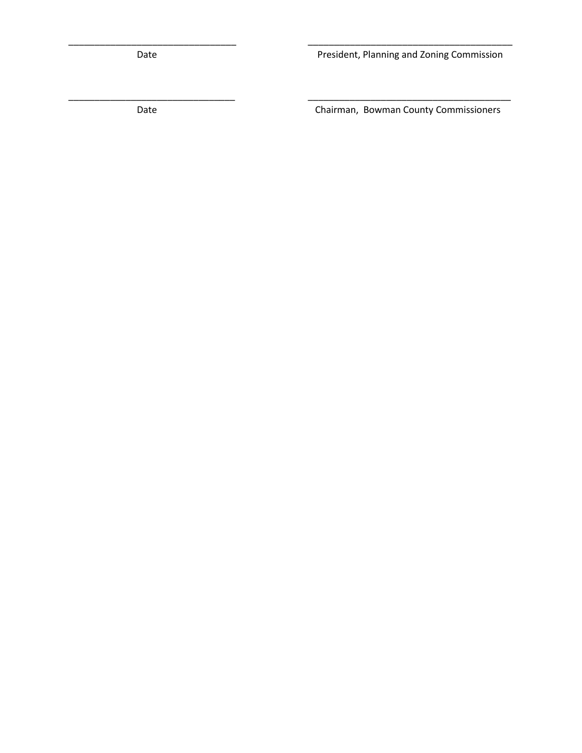\_\_\_\_\_\_\_\_\_\_\_\_\_\_\_\_\_\_\_\_\_\_\_\_\_\_\_\_\_\_\_\_ Date

\_\_\_\_\_\_\_\_\_\_\_\_\_\_\_\_\_\_\_\_\_\_\_\_\_\_\_\_\_\_\_\_\_\_\_\_\_\_\_ President, Planning and Zoning Commission

\_\_\_\_\_\_\_\_\_\_\_\_\_\_\_\_\_\_\_\_\_\_\_\_\_\_\_\_\_\_\_\_ Date

\_\_\_\_\_\_\_\_\_\_\_\_\_\_\_\_\_\_\_\_\_\_\_\_\_\_\_\_\_\_\_\_\_\_\_\_\_\_\_ Chairman, Bowman County Commissioners